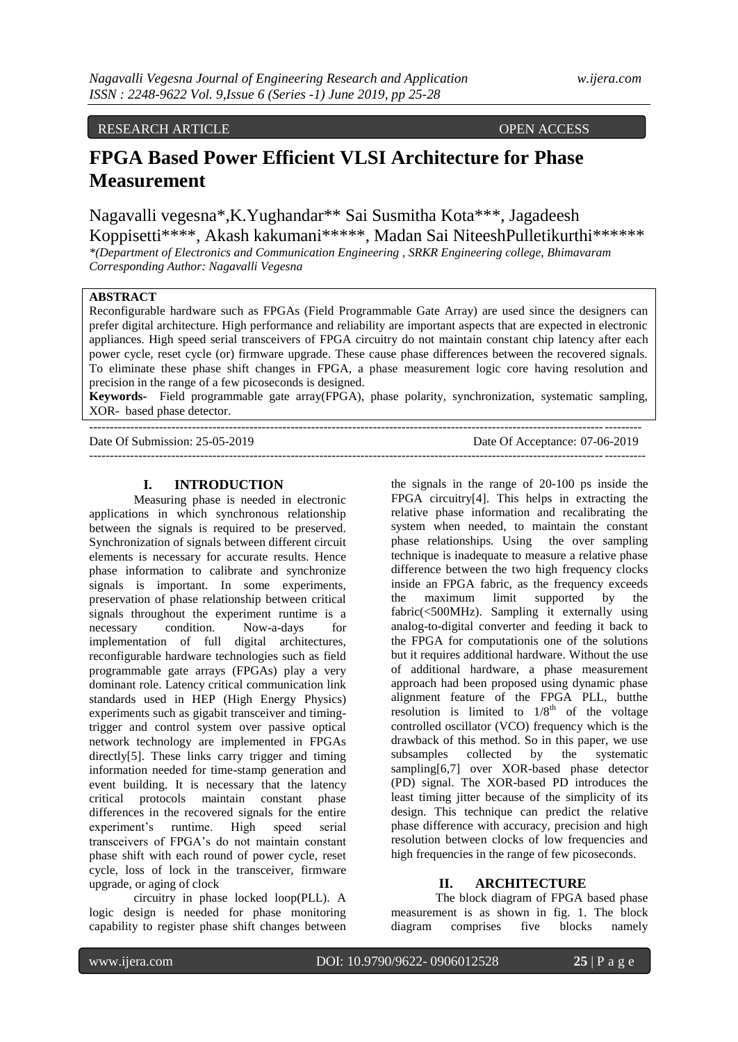RESEARCH ARTICLE OPEN ACCESS

# FPGA Based Power Efficient VLSI Architecture for Phase Measurement

Nagavalli vegesna*,K.Yughandar** Sai Susmitha Kota***, Jagadeesh Koppisetti****, Akash kakumani*****, Madan Sai NiteeshPulletikurthi******

*(Department of Electronics and Communication Engineering , SRKR Engineering college, Bhimavaram
Corresponding Author: Nagavalli Vegesna*

**ABSTRACT**

Reconfigurable hardware such as FPGAs (Field Programmable Gate Array) are used since the designers can prefer digital architecture. High performance and reliability are important aspects that are expected in electronic appliances. High speed serial transceivers of FPGA circuitry do not maintain constant chip latency after each power cycle, reset cycle (or) firmware upgrade. These cause phase differences between the recovered signals. To eliminate these phase shift changes in FPGA, a phase measurement logic core having resolution and precision in the range of a few picoseconds is designed.

**Keywords-** Field programmable gate array(FPGA), phase polarity, synchronization, systematic sampling, XOR- based phase detector.

---

Date Of Submission: 25-05-2019 Date Of Acceptance: 07-06-2019

---

## I. INTRODUCTION

Measuring phase is needed in electronic applications in which synchronous relationship between the signals is required to be preserved. Synchronization of signals between different circuit elements is necessary for accurate results. Hence phase information to calibrate and synchronize signals is important. In some experiments, preservation of phase relationship between critical signals throughout the experiment runtime is a necessary condition. Now-a-days for implementation of full digital architectures, reconfigurable hardware technologies such as field programmable gate arrays (FPGAs) play a very dominant role. Latency critical communication link standards used in HEP (High Energy Physics) experiments such as gigabit transceiver and timing-trigger and control system over passive optical network technology are implemented in FPGAs directly[5]. These links carry trigger and timing information needed for time-stamp generation and event building. It is necessary that the latency critical protocols maintain constant phase differences in the recovered signals for the entire experiment's runtime. High speed serial transceivers of FPGA's do not maintain constant phase shift with each round of power cycle, reset cycle, loss of lock in the transceiver, firmware upgrade, or aging of clock circuitry in phase locked loop(PLL). A logic design is needed for phase monitoring capability to register phase shift changes between the signals in the range of 20-100 ps inside the FPGA circuitry[4]. This helps in extracting the relative phase information and recalibrating the system when needed, to maintain the constant phase relationships. Using the over sampling technique is inadequate to measure a relative phase difference between the two high frequency clocks inside an FPGA fabric, as the frequency exceeds the maximum limit supported by the fabric(<500MHz). Sampling it externally using analog-to-digital converter and feeding it back to the FPGA for computationis one of the solutions but it requires additional hardware. Without the use of additional hardware, a phase measurement approach had been proposed using dynamic phase alignment feature of the FPGA PLL, butthe resolution is limited to $1/8^{th}$ of the voltage controlled oscillator (VCO) frequency which is the drawback of this method. So in this paper, we use subsamples collected by the systematic sampling[6,7] over XOR-based phase detector (PD) signal. The XOR-based PD introduces the least timing jitter because of the simplicity of its design. This technique can predict the relative phase difference with accuracy, precision and high resolution between clocks of low frequencies and high frequencies in the range of few picoseconds.

## II. ARCHITECTURE

The block diagram of FPGA based phase measurement is as shown in fig. 1. The block diagram comprises five blocks namely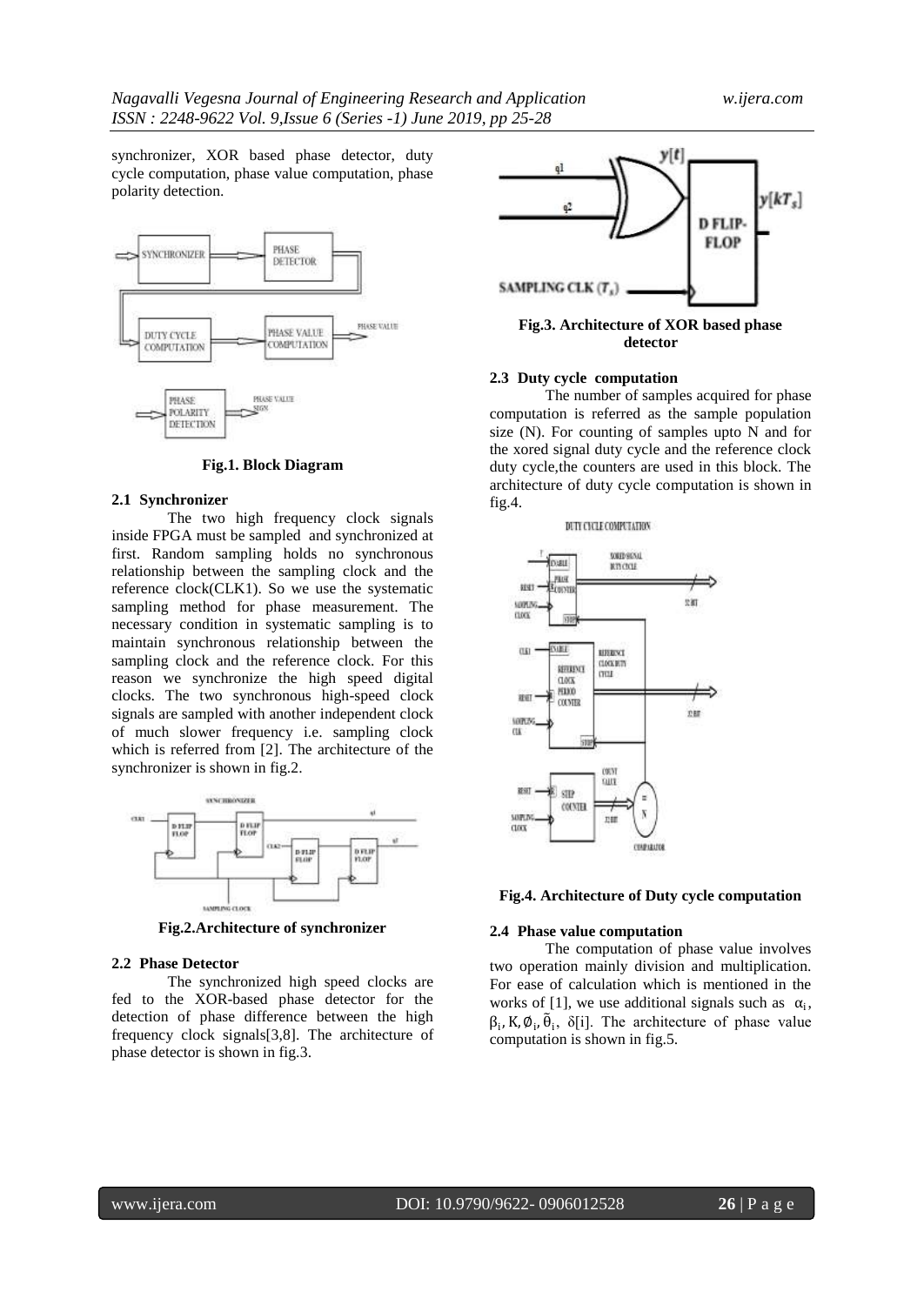synchronizer, XOR based phase detector, duty cycle computation, phase value computation, phase polarity detection.

**Fig.1. Block Diagram**

### 2.1 Synchronizer

The two high frequency clock signals inside FPGA must be sampled and synchronized at first. Random sampling holds no synchronous relationship between the sampling clock and the reference clock(CLK1). So we use the systematic sampling method for phase measurement. The necessary condition in systematic sampling is to maintain synchronous relationship between the sampling clock and the reference clock. For this reason we synchronize the high speed digital clocks. The two synchronous high-speed clock signals are sampled with another independent clock of much slower frequency i.e. sampling clock which is referred from [2]. The architecture of the synchronizer is shown in fig.2.

**Fig.2.Architecture of synchronizer**

### 2.2 Phase Detector

The synchronized high speed clocks are fed to the XOR-based phase detector for the detection of phase difference between the high frequency clock signals[3,8]. The architecture of phase detector is shown in fig.3.

**Fig.3. Architecture of XOR based phase detector**

### 2.3 Duty cycle computation

The number of samples acquired for phase computation is referred as the sample population size (N). For counting of samples upto N and for the xored signal duty cycle and the reference clock duty cycle,the counters are used in this block. The architecture of duty cycle computation is shown in fig.4.

**Fig.4. Architecture of Duty cycle computation**

### 2.4 Phase value computation

The computation of phase value involves two operation mainly division and multiplication. For ease of calculation which is mentioned in the works of [1], we use additional signals such as $\alpha_i$, $\beta_i$, K, $\emptyset_i$, $\tilde{\theta}_i$, $\delta[i]$. The architecture of phase value computation is shown in fig.5.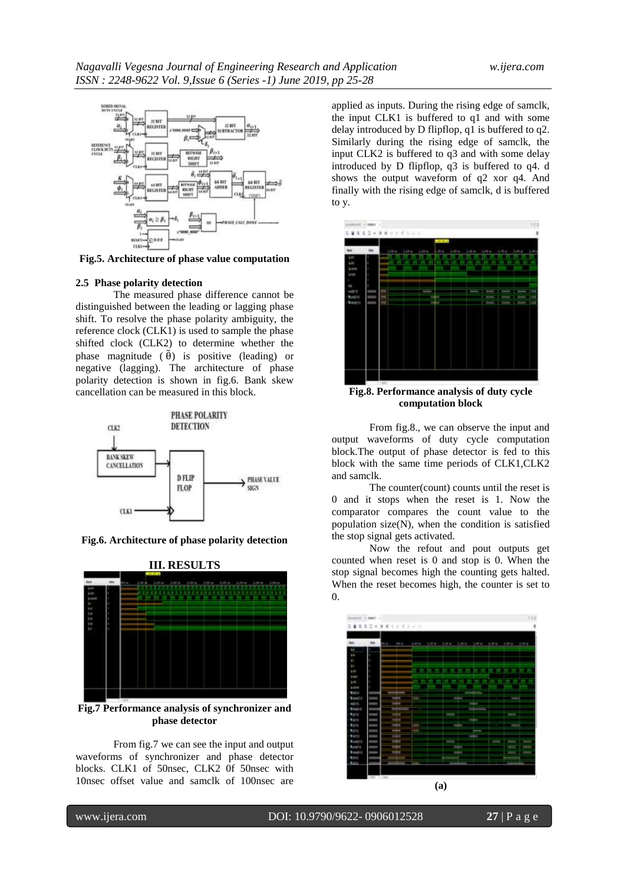**Fig.5. Architecture of phase value computation**

### 2.5 Phase polarity detection

The measured phase difference cannot be distinguished between the leading or lagging phase shift. To resolve the phase polarity ambiguity, the reference clock (CLK1) is used to sample the phase shifted clock (CLK2) to determine whether the phase magnitude ($\tilde{\theta}$) is positive (leading) or negative (lagging). The architecture of phase polarity detection is shown in fig.6. Bank skew cancellation can be measured in this block.

**Fig.6. Architecture of phase polarity detection**

## III. RESULTS

**Fig.7 Performance analysis of synchronizer and phase detector**

From fig.7 we can see the input and output waveforms of synchronizer and phase detector blocks. CLK1 of 50nsec, CLK2 0f 50nsec with 10nsec offset value and samclk of 100nsec are applied as inputs. During the rising edge of samclk, the input CLK1 is buffered to q1 and with some delay introduced by D flipflop, q1 is buffered to q2. Similarly during the rising edge of samclk, the input CLK2 is buffered to q3 and with some delay introduced by D flipflop, q3 is buffered to q4. d shows the output waveform of q2 xor q4. And finally with the rising edge of samclk, d is buffered to y.

**Fig.8. Performance analysis of duty cycle computation block**

From fig.8., we can observe the input and output waveforms of duty cycle computation block.The output of phase detector is fed to this block with the same time periods of CLK1,CLK2 and samclk.

The counter(count) counts until the reset is 0 and it stops when the reset is 1. Now the comparator compares the count value to the population size(N), when the condition is satisfied the stop signal gets activated.

Now the refout and pout outputs get counted when reset is 0 and stop is 0. When the stop signal becomes high the counting gets halted. When the reset becomes high, the counter is set to 0.

**(a)**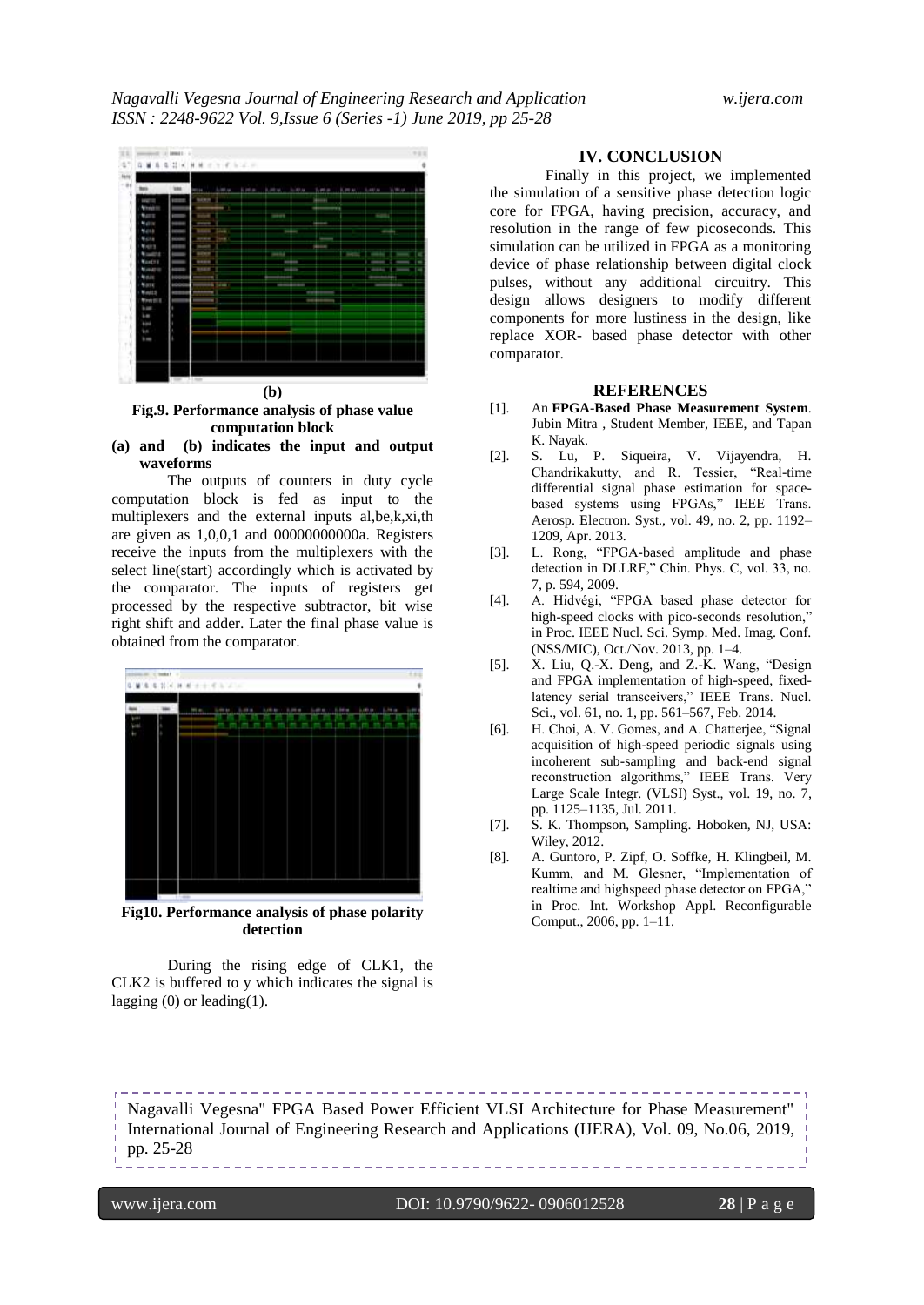(b)

**Fig.9. Performance analysis of phase value computation block**

**(a) and (b) indicates the input and output waveforms**

The outputs of counters in duty cycle computation block is fed as input to the multiplexers and the external inputs al,be,k,xi,th are given as 1,0,0,1 and 00000000000a. Registers receive the inputs from the multiplexers with the select line(start) accordingly which is activated by the comparator. The inputs of registers get processed by the respective subtractor, bit wise right shift and adder. Later the final phase value is obtained from the comparator.

**Fig10. Performance analysis of phase polarity detection**

During the rising edge of CLK1, the CLK2 is buffered to y which indicates the signal is lagging (0) or leading(1).

## IV. CONCLUSION

Finally in this project, we implemented the simulation of a sensitive phase detection logic core for FPGA, having precision, accuracy, and resolution in the range of few picoseconds. This simulation can be utilized in FPGA as a monitoring device of phase relationship between digital clock pulses, without any additional circuitry. This design allows designers to modify different components for more lustiness in the design, like replace XOR- based phase detector with other comparator.

## REFERENCES

[1]. An **FPGA-Based Phase Measurement System**. Jubin Mitra , Student Member, IEEE, and Tapan K. Nayak.

[2]. S. Lu, P. Siqueira, V. Vijayendra, H. Chandrikakutty, and R. Tessier, "Real-time differential signal phase estimation for space-based systems using FPGAs," IEEE Trans. Aerosp. Electron. Syst., vol. 49, no. 2, pp. 1192–1209, Apr. 2013.

[3]. L. Rong, "FPGA-based amplitude and phase detection in DLLRF," Chin. Phys. C, vol. 33, no. 7, p. 594, 2009.

[4]. A. Hidvégi, "FPGA based phase detector for high-speed clocks with pico-seconds resolution," in Proc. IEEE Nucl. Sci. Symp. Med. Imag. Conf. (NSS/MIC), Oct./Nov. 2013, pp. 1–4.

[5]. X. Liu, Q.-X. Deng, and Z.-K. Wang, "Design and FPGA implementation of high-speed, fixed-latency serial transceivers," IEEE Trans. Nucl. Sci., vol. 61, no. 1, pp. 561–567, Feb. 2014.

[6]. H. Choi, A. V. Gomes, and A. Chatterjee, "Signal acquisition of high-speed periodic signals using incoherent sub-sampling and back-end signal reconstruction algorithms," IEEE Trans. Very Large Scale Integr. (VLSI) Syst., vol. 19, no. 7, pp. 1125–1135, Jul. 2011.

[7]. S. K. Thompson, Sampling. Hoboken, NJ, USA: Wiley, 2012.

[8]. A. Guntoro, P. Zipf, O. Soffke, H. Klingbeil, M. Kumm, and M. Glesner, "Implementation of realtime and highspeed phase detector on FPGA," in Proc. Int. Workshop Appl. Reconfigurable Comput., 2006, pp. 1–11.

Nagavalli Vegesna" FPGA Based Power Efficient VLSI Architecture for Phase Measurement" International Journal of Engineering Research and Applications (IJERA), Vol. 09, No.06, 2019, pp. 25-28